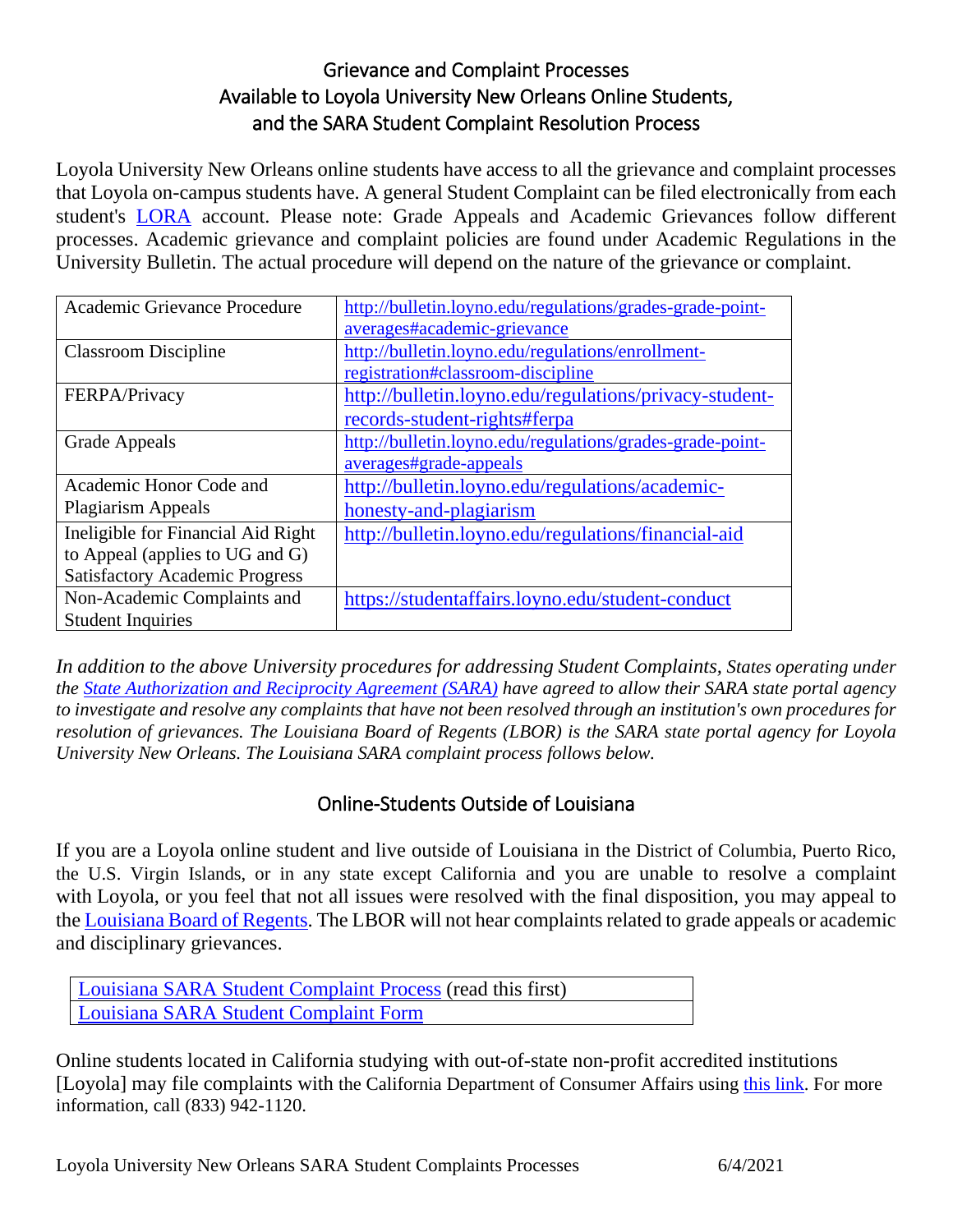# Grievance and Complaint Processes Available to Loyola University New Orleans Online Students, and the SARA Student Complaint Resolution Process

Loyola University New Orleans online students have access to all the grievance and complaint processes that Loyola on-campus students have. A general Student Complaint can be filed electronically from each student's LORA account. Please note: Grade Appeals and Academic Grievances follow different processes. Academic grievance and complaint policies are found under Academic Regulations in the University Bulletin. The actual procedure will depend on the nature of the grievance or complaint.

| | |
|---|---|
| Academic Grievance Procedure | http://bulletin.loyno.edu/regulations/grades-grade-point-averages#academic-grievance |
| Classroom Discipline | http://bulletin.loyno.edu/regulations/enrollment-registration#classroom-discipline |
| FERPA/Privacy | http://bulletin.loyno.edu/regulations/privacy-student-records-student-rights#ferpa |
| Grade Appeals | http://bulletin.loyno.edu/regulations/grades-grade-point-averages#grade-appeals |
| Academic Honor Code and Plagiarism Appeals | http://bulletin.loyno.edu/regulations/academic-honesty-and-plagiarism |
| Ineligible for Financial Aid Right to Appeal (applies to UG and G) Satisfactory Academic Progress | http://bulletin.loyno.edu/regulations/financial-aid |
| Non-Academic Complaints and Student Inquiries | https://studentaffairs.loyno.edu/student-conduct |

*In addition to the above University procedures for addressing Student Complaints, States operating under the State Authorization and Reciprocity Agreement (SARA) have agreed to allow their SARA state portal agency to investigate and resolve any complaints that have not been resolved through an institution's own procedures for resolution of grievances. The Louisiana Board of Regents (LBOR) is the SARA state portal agency for Loyola University New Orleans. The Louisiana SARA complaint process follows below.*

## Online-Students Outside of Louisiana

If you are a Loyola online student and live outside of Louisiana in the District of Columbia, Puerto Rico, the U.S. Virgin Islands, or in any state except California and you are unable to resolve a complaint with Loyola, or you feel that not all issues were resolved with the final disposition, you may appeal to the Louisiana Board of Regents. The LBOR will not hear complaints related to grade appeals or academic and disciplinary grievances.

| |
|---|
| Louisiana SARA Student Complaint Process (read this first) |
| Louisiana SARA Student Complaint Form |

Online students located in California studying with out-of-state non-profit accredited institutions [Loyola] may file complaints with the California Department of Consumer Affairs using this link. For more information, call (833) 942-1120.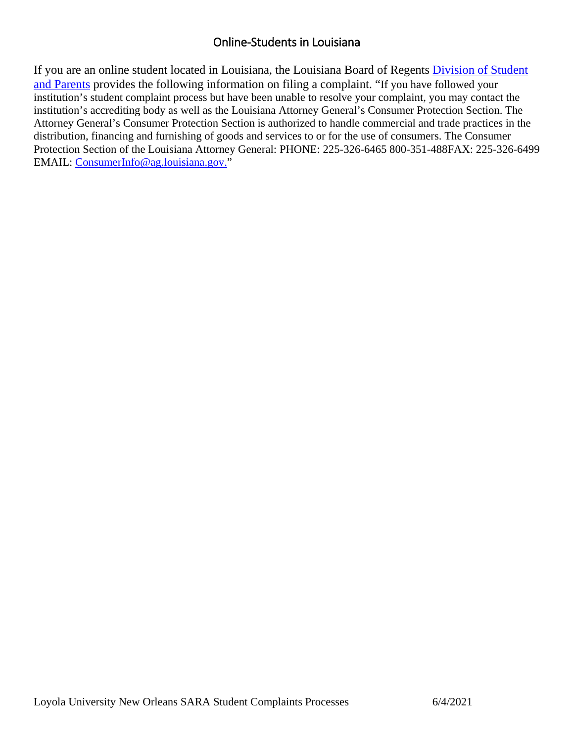## Online-Students in Louisiana

If you are an online student located in Louisiana, the Louisiana Board of Regents [Division of Student and Parents](Division of Student and Parents) provides the following information on filing a complaint. "If you have followed your institution's student complaint process but have been unable to resolve your complaint, you may contact the institution's accrediting body as well as the Louisiana Attorney General's Consumer Protection Section. The Attorney General's Consumer Protection Section is authorized to handle commercial and trade practices in the distribution, financing and furnishing of goods and services to or for the use of consumers. The Consumer Protection Section of the Louisiana Attorney General: PHONE: 225-326-6465 800-351-488FAX: 225-326-6499 EMAIL: ConsumerInfo@ag.louisiana.gov."